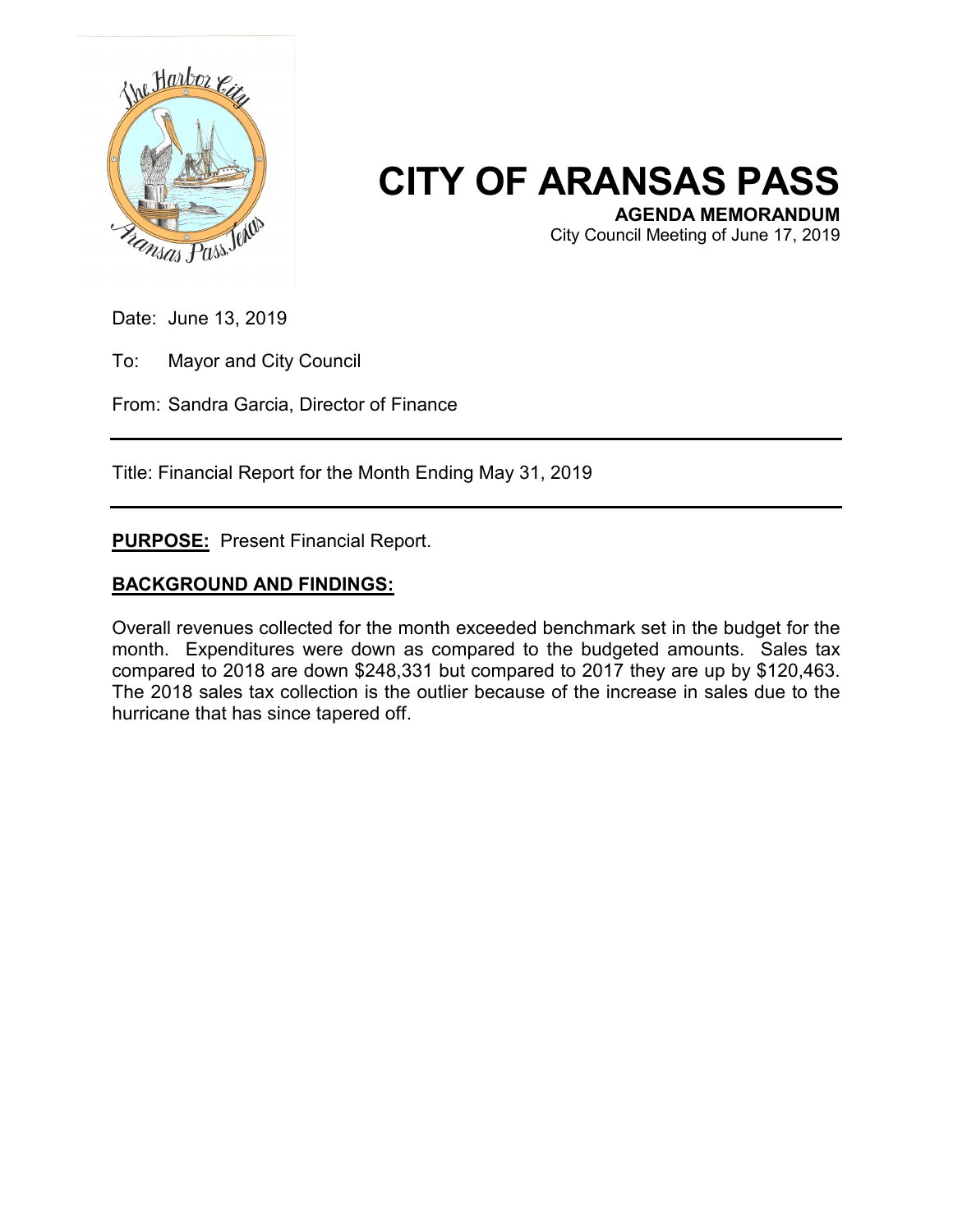# CITY OF ARANSAS PASS

**AGENDA MEMORANDUM**

City Council Meeting of June 17, 2019

Date: June 13, 2019

To: Mayor and City Council

From: Sandra Garcia, Director of Finance

---

Title: Financial Report for the Month Ending May 31, 2019

---

**PURPOSE:** Present Financial Report.

**BACKGROUND AND FINDINGS:**

Overall revenues collected for the month exceeded benchmark set in the budget for the month. Expenditures were down as compared to the budgeted amounts. Sales tax compared to 2018 are down $248,331 but compared to 2017 they are up by $120,463. The 2018 sales tax collection is the outlier because of the increase in sales due to the hurricane that has since tapered off.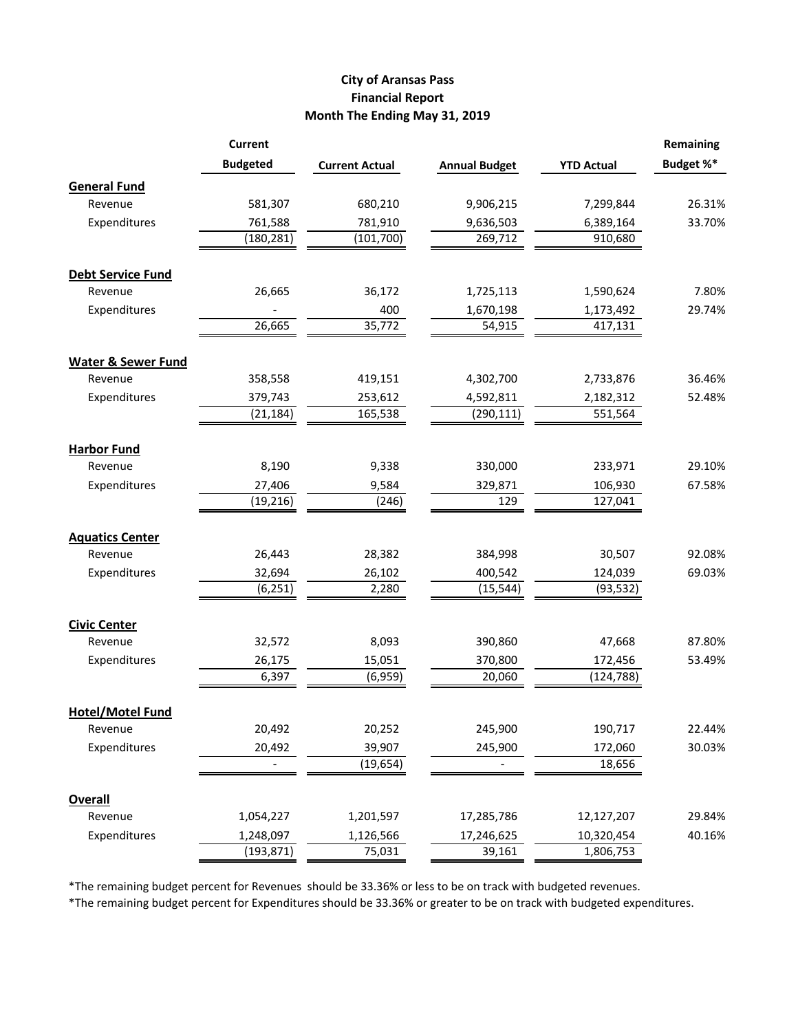# City of Aransas Pass
## Financial Report
## Month The Ending May 31, 2019

| | Current Budgeted | Current Actual | Annual Budget | YTD Actual | Remaining Budget %* |
|---|---|---|---|---|---|
| **General Fund** | | | | | |
| Revenue | 581,307 | 680,210 | 9,906,215 | 7,299,844 | 26.31% |
| Expenditures | 761,588 | 781,910 | 9,636,503 | 6,389,164 | 33.70% |
| | (180,281) | (101,700) | 269,712 | 910,680 | |
| **Debt Service Fund** | | | | | |
| Revenue | 26,665 | 36,172 | 1,725,113 | 1,590,624 | 7.80% |
| Expenditures | - | 400 | 1,670,198 | 1,173,492 | 29.74% |
| | 26,665 | 35,772 | 54,915 | 417,131 | |
| **Water & Sewer Fund** | | | | | |
| Revenue | 358,558 | 419,151 | 4,302,700 | 2,733,876 | 36.46% |
| Expenditures | 379,743 | 253,612 | 4,592,811 | 2,182,312 | 52.48% |
| | (21,184) | 165,538 | (290,111) | 551,564 | |
| **Harbor Fund** | | | | | |
| Revenue | 8,190 | 9,338 | 330,000 | 233,971 | 29.10% |
| Expenditures | 27,406 | 9,584 | 329,871 | 106,930 | 67.58% |
| | (19,216) | (246) | 129 | 127,041 | |
| **Aquatics Center** | | | | | |
| Revenue | 26,443 | 28,382 | 384,998 | 30,507 | 92.08% |
| Expenditures | 32,694 | 26,102 | 400,542 | 124,039 | 69.03% |
| | (6,251) | 2,280 | (15,544) | (93,532) | |
| **Civic Center** | | | | | |
| Revenue | 32,572 | 8,093 | 390,860 | 47,668 | 87.80% |
| Expenditures | 26,175 | 15,051 | 370,800 | 172,456 | 53.49% |
| | 6,397 | (6,959) | 20,060 | (124,788) | |
| **Hotel/Motel Fund** | | | | | |
| Revenue | 20,492 | 20,252 | 245,900 | 190,717 | 22.44% |
| Expenditures | 20,492 | 39,907 | 245,900 | 172,060 | 30.03% |
| | - | (19,654) | - | 18,656 | |
| **Overall** | | | | | |
| Revenue | 1,054,227 | 1,201,597 | 17,285,786 | 12,127,207 | 29.84% |
| Expenditures | 1,248,097 | 1,126,566 | 17,246,625 | 10,320,454 | 40.16% |
| | (193,871) | 75,031 | 39,161 | 1,806,753 | |

*The remaining budget percent for Revenues should be 33.36% or less to be on track with budgeted revenues.

*The remaining budget percent for Expenditures should be 33.36% or greater to be on track with budgeted expenditures.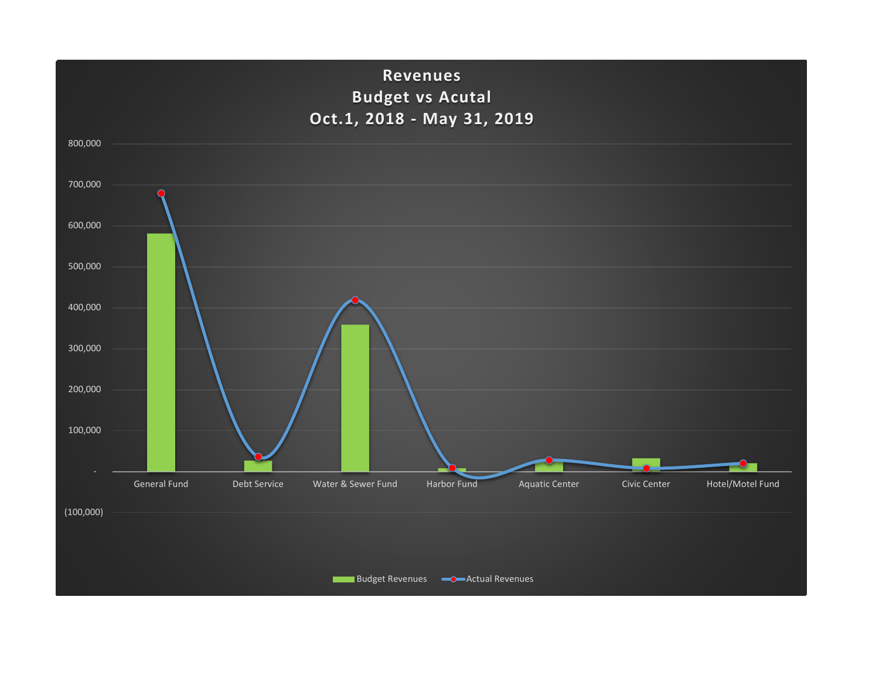# Revenues
## Budget vs Acutal
## Oct.1, 2018 - May 31, 2019

800,000
700,000
600,000
500,000
400,000
300,000
200,000
100,000
-
(100,000)

General Fund | Debt Service | Water & Sewer Fund | Harbor Fund | Aquatic Center | Civic Center | Hotel/Motel Fund

Budget Revenues | Actual Revenues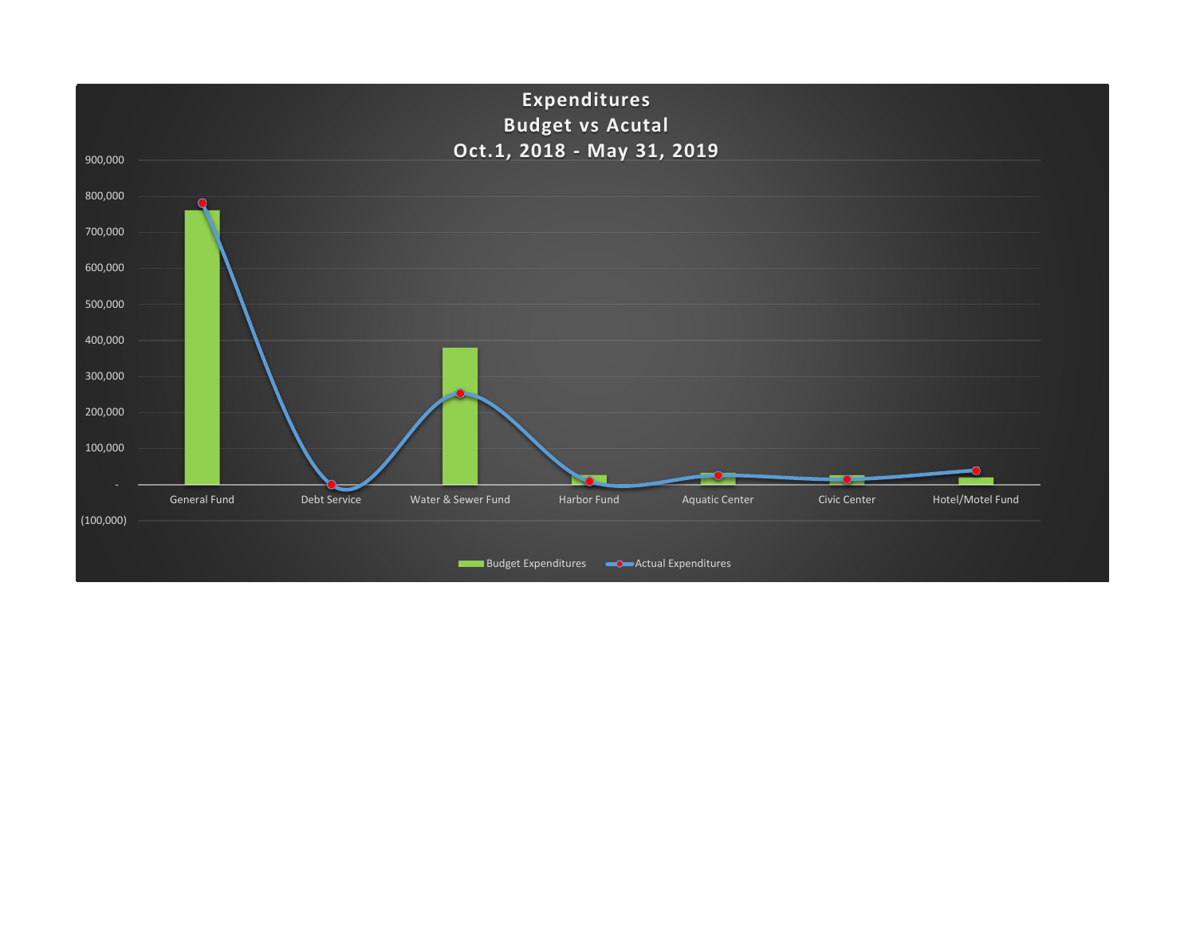# Expenditures
## Budget vs Acutal
## Oct.1, 2018 - May 31, 2019

900,000
800,000
700,000
600,000
500,000
400,000
300,000
200,000
100,000
-
(100,000)

General Fund | Debt Service | Water & Sewer Fund | Harbor Fund | Aquatic Center | Civic Center | Hotel/Motel Fund

Budget Expenditures | Actual Expenditures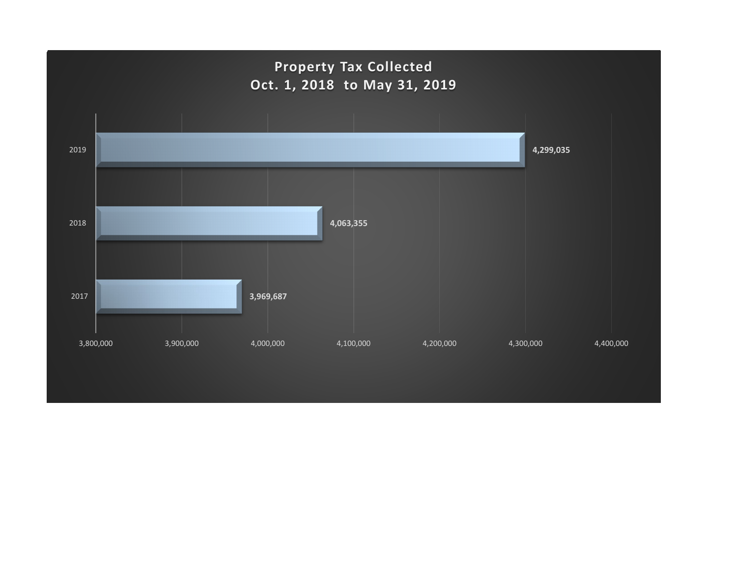# Property Tax Collected
## Oct. 1, 2018 to May 31, 2019

| Year | Property Tax Collected |
|---|---|
| 2019 | 4,299,035 |
| 2018 | 4,063,355 |
| 2017 | 3,969,687 |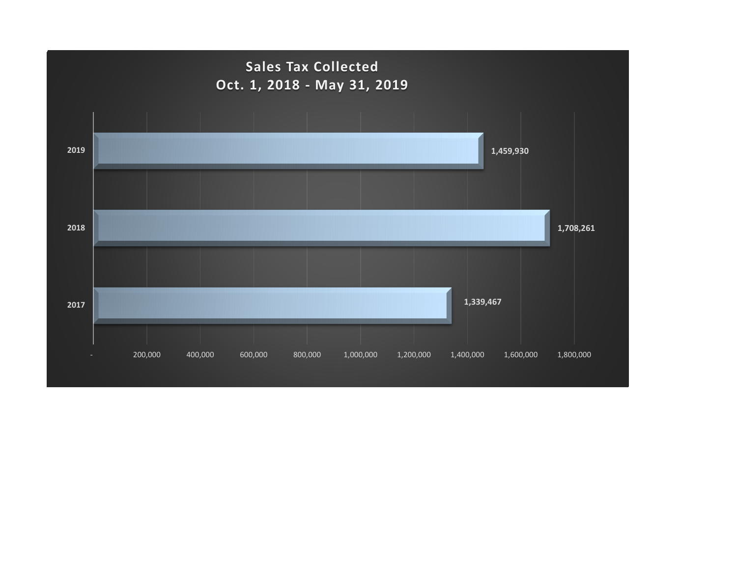## Sales Tax Collected
## Oct. 1, 2018 - May 31, 2019

| Year | Sales Tax Collected |
|---|---|
| 2019 | 1,459,930 |
| 2018 | 1,708,261 |
| 2017 | 1,339,467 |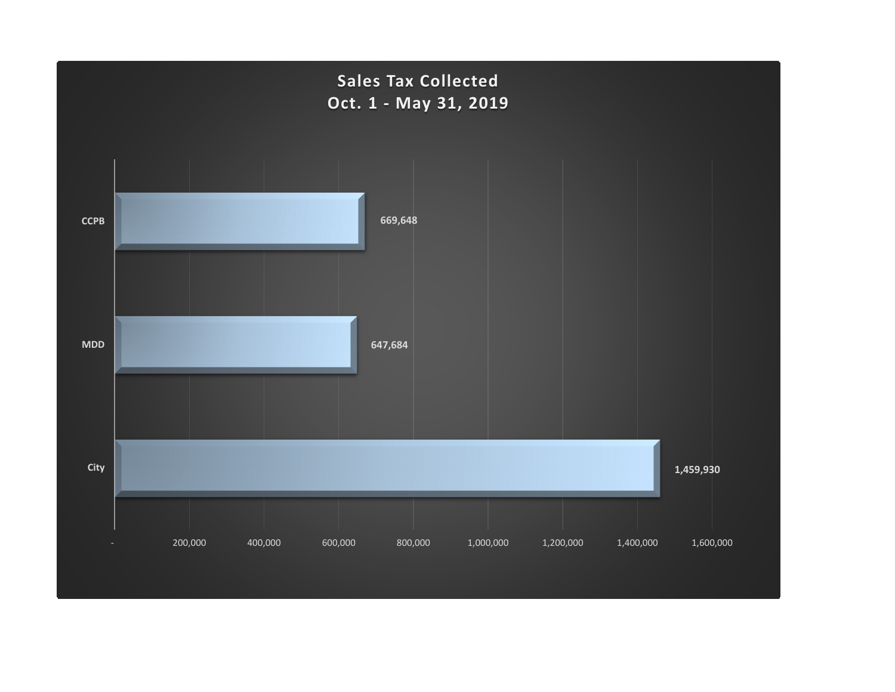Sales Tax Collected
Oct. 1 - May 31, 2019

CCPB
669,648

MDD
647,684

City
1,459,930

-
200,000
400,000
600,000
800,000
1,000,000
1,200,000
1,400,000
1,600,000